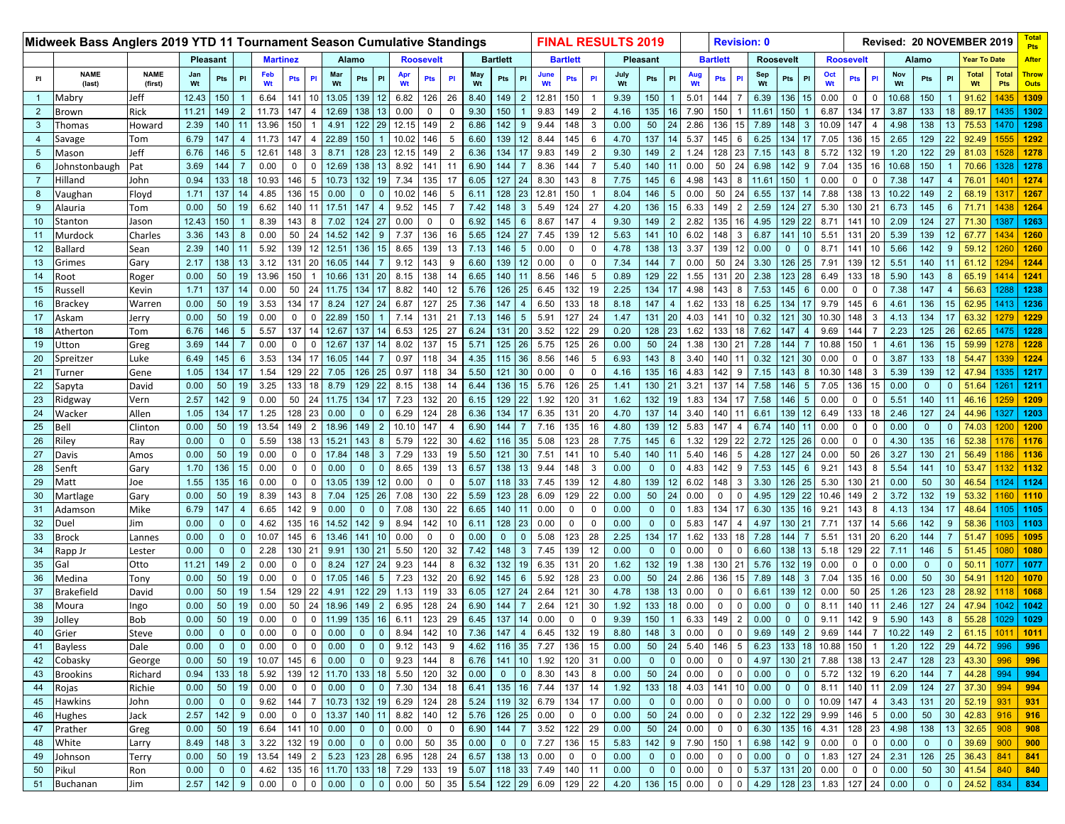# Midweek Bass Anglers 2019 YTD 11 Tournament Season Cumulative Standings

**FINAL RESULTS 2019** | **Revision: 0** | **Revised: 20 NOVEMBER 2019**

| | | | Pleasant | | | Martinez | | | Alamo | | | Roosevelt | | | Bartlett | | | Bartlett | | | Pleasant | | | Bartlett | | | Roosevelt | | | Roosevelt | | | Alamo | | | Year To Date | | Total Pts After |
|---|---|---|---|---|---|---|---|---|---|---|---|---|---|---|---|---|---|---|---|---|---|---|---|---|---|---|---|---|---|---|---|---|---|---|---|---|---|---|
| Pl | NAME (last) | NAME (first) | Jan Wt | Pts | Pl | Feb Wt | Pts | Pl | Mar Wt | Pts | Pl | Apr Wt | Pts | Pl | May Wt | Pts | Pl | June Wt | Pts | Pl | July Wt | Pts | Pl | Aug Wt | Pts | Pl | Sep Wt | Pts | Pl | Oct Wt | Pts | Pl | Nov Wt | Pts | Pl | Total Wt | Total Pts | Throw Outs |
| 1 | Mabry | Jeff | 12.43 | 150 | 1 | 6.64 | 141 | 10 | 13.05 | 139 | 12 | 6.82 | 126 | 26 | 8.40 | 149 | 2 | 12.81 | 150 | 1 | 9.39 | 150 | 1 | 5.01 | 144 | 7 | 6.39 | 136 | 15 | 0.00 | 0 | 0 | 10.68 | 150 | 1 | 91.62 | 1435 | 1309 |
| 2 | Brown | Rick | 11.21 | 149 | 2 | 11.73 | 147 | 4 | 12.69 | 138 | 13 | 0.00 | 0 | 0 | 9.30 | 150 | 1 | 9.83 | 149 | 2 | 4.16 | 135 | 16 | 7.90 | 150 | 1 | 11.61 | 150 | 1 | 6.87 | 134 | 17 | 3.87 | 133 | 18 | 89.17 | 1435 | 1302 |
| 3 | Thomas | Howard | 2.39 | 140 | 11 | 13.96 | 150 | 1 | 4.91 | 122 | 29 | 12.15 | 149 | 2 | 6.86 | 142 | 9 | 9.44 | 148 | 3 | 0.00 | 50 | 24 | 2.86 | 136 | 15 | 7.89 | 148 | 3 | 10.09 | 147 | 4 | 4.98 | 138 | 13 | 75.53 | 1470 | 1298 |
| 4 | Savage | Tom | 6.79 | 147 | 4 | 11.73 | 147 | 4 | 22.89 | 150 | 1 | 10.02 | 146 | 5 | 6.60 | 139 | 12 | 8.44 | 145 | 6 | 4.70 | 137 | 14 | 5.37 | 145 | 6 | 6.25 | 134 | 17 | 7.05 | 136 | 15 | 2.65 | 129 | 22 | 92.49 | 1555 | 1292 |
| 5 | Mason | Jeff | 6.76 | 146 | 5 | 12.61 | 148 | 3 | 8.71 | 128 | 23 | 12.15 | 149 | 2 | 6.36 | 134 | 17 | 9.83 | 149 | 2 | 9.30 | 149 | 2 | 1.24 | 128 | 23 | 7.15 | 143 | 8 | 5.72 | 132 | 19 | 1.20 | 122 | 29 | 81.03 | 1528 | 1278 |
| 6 | Johnstonbaugh | Pat | 3.69 | 144 | 7 | 0.00 | 0 | 0 | 12.69 | 138 | 13 | 8.92 | 141 | 11 | 6.90 | 144 | 7 | 8.36 | 144 | 7 | 5.40 | 140 | 11 | 0.00 | 50 | 24 | 6.98 | 142 | 9 | 7.04 | 135 | 16 | 10.68 | 150 | 1 | 70.66 | 1328 | 1278 |
| 7 | Hilland | John | 0.94 | 133 | 18 | 10.93 | 146 | 5 | 10.73 | 132 | 19 | 7.34 | 135 | 17 | 6.05 | 127 | 24 | 8.30 | 143 | 8 | 7.75 | 145 | 6 | 4.98 | 143 | 8 | 11.61 | 150 | 1 | 0.00 | 0 | 0 | 7.38 | 147 | 4 | 76.01 | 1401 | 1274 |
| 8 | Vaughan | Floyd | 1.71 | 137 | 14 | 4.85 | 136 | 15 | 0.00 | 0 | 0 | 10.02 | 146 | 5 | 6.11 | 128 | 23 | 12.81 | 150 | 1 | 8.04 | 146 | 5 | 0.00 | 50 | 24 | 6.55 | 137 | 14 | 7.88 | 138 | 13 | 10.22 | 149 | 2 | 68.19 | 1317 | 1267 |
| 9 | Alauria | Tom | 0.00 | 50 | 19 | 6.62 | 140 | 11 | 17.51 | 147 | 4 | 9.52 | 145 | 7 | 7.42 | 148 | 3 | 5.49 | 124 | 27 | 4.20 | 136 | 15 | 6.33 | 149 | 2 | 2.59 | 124 | 27 | 5.30 | 130 | 21 | 6.73 | 145 | 6 | 71.71 | 1438 | 1264 |
| 10 | Stanton | Jason | 12.43 | 150 | 1 | 8.39 | 143 | 8 | 7.02 | 124 | 27 | 0.00 | 0 | 0 | 6.92 | 145 | 6 | 8.67 | 147 | 4 | 9.30 | 149 | 2 | 2.82 | 135 | 16 | 4.95 | 129 | 22 | 8.71 | 141 | 10 | 2.09 | 124 | 27 | 71.30 | 1387 | 1263 |
| 11 | Murdock | Charles | 3.36 | 143 | 8 | 0.00 | 50 | 24 | 14.52 | 142 | 9 | 7.37 | 136 | 16 | 5.65 | 124 | 27 | 7.45 | 139 | 12 | 5.63 | 141 | 10 | 6.02 | 148 | 3 | 6.87 | 141 | 10 | 5.51 | 131 | 20 | 5.39 | 139 | 12 | 67.77 | 1434 | 1260 |
| 12 | Ballard | Sean | 2.39 | 140 | 11 | 5.92 | 139 | 12 | 12.51 | 136 | 15 | 8.65 | 139 | 13 | 7.13 | 146 | 5 | 0.00 | 0 | 0 | 4.78 | 138 | 13 | 3.37 | 139 | 12 | 0.00 | 0 | 0 | 8.71 | 141 | 10 | 5.66 | 142 | 9 | 59.12 | 1260 | 1260 |
| 13 | Grimes | Gary | 2.17 | 138 | 13 | 3.12 | 131 | 20 | 16.05 | 144 | 7 | 9.12 | 143 | 9 | 6.60 | 139 | 12 | 0.00 | 0 | 0 | 7.34 | 144 | 7 | 0.00 | 50 | 24 | 3.30 | 126 | 25 | 7.91 | 139 | 12 | 5.51 | 140 | 11 | 61.12 | 1294 | 1244 |
| 14 | Root | Roger | 0.00 | 50 | 19 | 13.96 | 150 | 1 | 10.66 | 131 | 20 | 8.15 | 138 | 14 | 6.65 | 140 | 11 | 8.56 | 146 | 5 | 0.89 | 129 | 22 | 1.55 | 131 | 20 | 2.38 | 123 | 28 | 6.49 | 133 | 18 | 5.90 | 143 | 8 | 65.19 | 1414 | 1241 |
| 15 | Russell | Kevin | 1.71 | 137 | 14 | 0.00 | 50 | 24 | 11.75 | 134 | 17 | 8.82 | 140 | 12 | 5.76 | 126 | 25 | 6.45 | 132 | 19 | 2.25 | 134 | 17 | 4.98 | 143 | 8 | 7.53 | 145 | 6 | 0.00 | 0 | 0 | 7.38 | 147 | 4 | 56.63 | 1288 | 1238 |
| 16 | Brackey | Warren | 0.00 | 50 | 19 | 3.53 | 134 | 17 | 8.24 | 127 | 24 | 6.87 | 127 | 25 | 7.36 | 147 | 4 | 6.50 | 133 | 18 | 8.18 | 147 | 4 | 1.62 | 133 | 18 | 6.25 | 134 | 17 | 9.79 | 145 | 6 | 4.61 | 136 | 15 | 62.95 | 1413 | 1236 |
| 17 | Askam | Jerry | 0.00 | 50 | 19 | 0.00 | 0 | 0 | 22.89 | 150 | 1 | 7.14 | 131 | 21 | 7.13 | 146 | 5 | 5.91 | 127 | 24 | 1.47 | 131 | 20 | 4.03 | 141 | 10 | 0.32 | 121 | 30 | 10.30 | 148 | 3 | 4.13 | 134 | 17 | 63.32 | 1279 | 1229 |
| 18 | Atherton | Tom | 6.76 | 146 | 5 | 5.57 | 137 | 14 | 12.67 | 137 | 14 | 6.53 | 125 | 27 | 6.24 | 131 | 20 | 3.52 | 122 | 29 | 0.20 | 128 | 23 | 1.62 | 133 | 18 | 7.62 | 147 | 4 | 9.69 | 144 | 7 | 2.23 | 125 | 26 | 62.65 | 1475 | 1228 |
| 19 | Utton | Greg | 3.69 | 144 | 7 | 0.00 | 0 | 0 | 12.67 | 137 | 14 | 8.02 | 137 | 15 | 5.71 | 125 | 26 | 5.75 | 125 | 26 | 0.00 | 50 | 24 | 1.38 | 130 | 21 | 7.28 | 144 | 7 | 10.88 | 150 | 1 | 4.61 | 136 | 15 | 59.99 | 1278 | 1228 |
| 20 | Spreitzer | Luke | 6.49 | 145 | 6 | 3.53 | 134 | 17 | 16.05 | 144 | 7 | 0.97 | 118 | 34 | 4.35 | 115 | 36 | 8.56 | 146 | 5 | 6.93 | 143 | 8 | 3.40 | 140 | 11 | 0.32 | 121 | 30 | 0.00 | 0 | 0 | 3.87 | 133 | 18 | 54.47 | 1339 | 1224 |
| 21 | Turner | Gene | 1.05 | 134 | 17 | 1.54 | 129 | 22 | 7.05 | 126 | 25 | 0.97 | 118 | 34 | 5.50 | 121 | 30 | 0.00 | 0 | 0 | 4.16 | 135 | 16 | 4.83 | 142 | 9 | 7.15 | 143 | 8 | 10.30 | 148 | 3 | 5.39 | 139 | 12 | 47.94 | 1335 | 1217 |
| 22 | Sapyta | David | 0.00 | 50 | 19 | 3.25 | 133 | 18 | 8.79 | 129 | 22 | 8.15 | 138 | 14 | 6.44 | 136 | 15 | 5.76 | 126 | 25 | 1.41 | 130 | 21 | 3.21 | 137 | 14 | 7.58 | 146 | 5 | 7.05 | 136 | 15 | 0.00 | 0 | 0 | 51.64 | 1261 | 1211 |
| 23 | Ridgway | Vern | 2.57 | 142 | 9 | 0.00 | 50 | 24 | 11.75 | 134 | 17 | 7.23 | 132 | 20 | 6.15 | 129 | 22 | 1.92 | 120 | 31 | 1.62 | 132 | 19 | 1.83 | 134 | 17 | 7.58 | 146 | 5 | 0.00 | 0 | 0 | 5.51 | 140 | 11 | 46.16 | 1259 | 1209 |
| 24 | Wacker | Allen | 1.05 | 134 | 17 | 1.25 | 128 | 23 | 0.00 | 0 | 0 | 6.29 | 124 | 28 | 6.36 | 134 | 17 | 6.35 | 131 | 20 | 4.70 | 137 | 14 | 3.40 | 140 | 11 | 6.61 | 139 | 12 | 6.49 | 133 | 18 | 2.46 | 127 | 24 | 44.96 | 1327 | 1203 |
| 25 | Bell | Clinton | 0.00 | 50 | 19 | 13.54 | 149 | 2 | 18.96 | 149 | 2 | 10.10 | 147 | 4 | 6.90 | 144 | 7 | 7.16 | 135 | 16 | 4.80 | 139 | 12 | 5.83 | 147 | 4 | 6.74 | 140 | 11 | 0.00 | 0 | 0 | 0.00 | 0 | 0 | 74.03 | 1200 | 1200 |
| 26 | Riley | Ray | 0.00 | 0 | 0 | 5.59 | 138 | 13 | 15.21 | 143 | 8 | 5.79 | 122 | 30 | 4.62 | 116 | 35 | 5.08 | 123 | 28 | 7.75 | 145 | 6 | 1.32 | 129 | 22 | 2.72 | 125 | 26 | 0.00 | 0 | 0 | 4.30 | 135 | 16 | 52.38 | 1176 | 1176 |
| 27 | Davis | Amos | 0.00 | 50 | 19 | 0.00 | 0 | 0 | 17.84 | 148 | 3 | 7.29 | 133 | 19 | 5.50 | 121 | 30 | 7.51 | 141 | 10 | 5.40 | 140 | 11 | 5.40 | 146 | 5 | 4.28 | 127 | 24 | 0.00 | 50 | 26 | 3.27 | 130 | 21 | 56.49 | 1186 | 1136 |
| 28 | Senft | Gary | 1.70 | 136 | 15 | 0.00 | 0 | 0 | 0.00 | 0 | 0 | 8.65 | 139 | 13 | 6.57 | 138 | 13 | 9.44 | 148 | 3 | 0.00 | 0 | 0 | 4.83 | 142 | 9 | 7.53 | 145 | 6 | 9.21 | 143 | 8 | 5.54 | 141 | 10 | 53.47 | 1132 | 1132 |
| 29 | Matt | Joe | 1.55 | 135 | 16 | 0.00 | 0 | 0 | 13.05 | 139 | 12 | 0.00 | 0 | 0 | 5.07 | 118 | 33 | 7.45 | 139 | 12 | 4.80 | 139 | 12 | 6.02 | 148 | 3 | 3.30 | 126 | 25 | 5.30 | 130 | 21 | 0.00 | 50 | 30 | 46.54 | 1124 | 1124 |
| 30 | Martlage | Gary | 0.00 | 50 | 19 | 8.39 | 143 | 8 | 7.04 | 125 | 26 | 7.08 | 130 | 22 | 5.59 | 123 | 28 | 6.09 | 129 | 22 | 0.00 | 50 | 24 | 0.00 | 0 | 0 | 4.95 | 129 | 22 | 10.46 | 149 | 2 | 3.72 | 132 | 19 | 53.32 | 1160 | 1110 |
| 31 | Adamson | Mike | 6.79 | 147 | 4 | 6.65 | 142 | 9 | 0.00 | 0 | 0 | 7.08 | 130 | 22 | 6.65 | 140 | 11 | 0.00 | 0 | 0 | 0.00 | 0 | 0 | 1.83 | 134 | 17 | 6.30 | 135 | 16 | 9.21 | 143 | 8 | 4.13 | 134 | 17 | 48.64 | 1105 | 1105 |
| 32 | Duel | Jim | 0.00 | 0 | 0 | 4.62 | 135 | 16 | 14.52 | 142 | 9 | 8.94 | 142 | 10 | 6.11 | 128 | 23 | 0.00 | 0 | 0 | 0.00 | 0 | 0 | 5.83 | 147 | 4 | 4.97 | 130 | 21 | 7.71 | 137 | 14 | 5.66 | 142 | 9 | 58.36 | 1103 | 1103 |
| 33 | Brock | Lannes | 0.00 | 0 | 0 | 10.07 | 145 | 6 | 13.46 | 141 | 10 | 0.00 | 0 | 0 | 0.00 | 0 | 0 | 5.08 | 123 | 28 | 2.25 | 134 | 17 | 1.62 | 133 | 18 | 7.28 | 144 | 7 | 5.51 | 131 | 20 | 6.20 | 144 | 7 | 51.47 | 1095 | 1095 |
| 34 | Rapp Jr | Lester | 0.00 | 0 | 0 | 2.28 | 130 | 21 | 9.91 | 130 | 21 | 5.50 | 120 | 32 | 7.42 | 148 | 3 | 7.45 | 139 | 12 | 0.00 | 0 | 0 | 0.00 | 0 | 0 | 6.60 | 138 | 13 | 5.18 | 129 | 22 | 7.11 | 146 | 5 | 51.45 | 1080 | 1080 |
| 35 | Gal | Otto | 11.21 | 149 | 2 | 0.00 | 0 | 0 | 8.24 | 127 | 24 | 9.23 | 144 | 8 | 6.32 | 132 | 19 | 6.35 | 131 | 20 | 1.62 | 132 | 19 | 1.38 | 130 | 21 | 5.76 | 132 | 19 | 0.00 | 0 | 0 | 0.00 | 0 | 0 | 50.11 | 1077 | 1077 |
| 36 | Medina | Tony | 0.00 | 50 | 19 | 0.00 | 0 | 0 | 17.05 | 146 | 5 | 7.23 | 132 | 20 | 6.92 | 145 | 6 | 5.92 | 128 | 23 | 0.00 | 50 | 24 | 2.86 | 136 | 15 | 7.89 | 148 | 3 | 7.04 | 135 | 16 | 0.00 | 50 | 30 | 54.91 | 1120 | 1070 |
| 37 | Brakefield | David | 0.00 | 50 | 19 | 1.54 | 129 | 22 | 4.91 | 122 | 29 | 1.13 | 119 | 33 | 6.05 | 127 | 24 | 2.64 | 121 | 30 | 4.78 | 138 | 13 | 0.00 | 0 | 0 | 6.61 | 139 | 12 | 0.00 | 50 | 25 | 1.26 | 123 | 28 | 28.92 | 1118 | 1068 |
| 38 | Moura | Ingo | 0.00 | 50 | 19 | 0.00 | 50 | 24 | 18.96 | 149 | 2 | 6.95 | 128 | 24 | 6.90 | 144 | 7 | 2.64 | 121 | 30 | 1.92 | 133 | 18 | 0.00 | 0 | 0 | 0.00 | 0 | 0 | 8.11 | 140 | 11 | 2.46 | 127 | 24 | 47.94 | 1042 | 1042 |
| 39 | Jolley | Bob | 0.00 | 50 | 19 | 0.00 | 0 | 0 | 11.99 | 135 | 16 | 6.11 | 123 | 29 | 6.45 | 137 | 14 | 0.00 | 0 | 0 | 9.39 | 150 | 1 | 6.33 | 149 | 2 | 0.00 | 0 | 0 | 9.11 | 142 | 9 | 5.90 | 143 | 8 | 55.28 | 1029 | 1029 |
| 40 | Grier | Steve | 0.00 | 0 | 0 | 0.00 | 0 | 0 | 0.00 | 0 | 0 | 8.94 | 142 | 10 | 7.36 | 147 | 4 | 6.45 | 132 | 19 | 8.80 | 148 | 3 | 0.00 | 0 | 0 | 9.69 | 149 | 2 | 9.69 | 144 | 7 | 10.22 | 149 | 2 | 61.15 | 1011 | 1011 |
| 41 | Bayless | Dale | 0.00 | 0 | 0 | 0.00 | 0 | 0 | 0.00 | 0 | 0 | 9.12 | 143 | 9 | 4.62 | 116 | 35 | 7.27 | 136 | 15 | 0.00 | 50 | 24 | 5.40 | 146 | 5 | 6.23 | 133 | 18 | 10.88 | 150 | 1 | 1.20 | 122 | 29 | 44.72 | 996 | 996 |
| 42 | Cobasky | George | 0.00 | 50 | 19 | 10.07 | 145 | 6 | 0.00 | 0 | 0 | 9.23 | 144 | 8 | 6.76 | 141 | 10 | 1.92 | 120 | 31 | 0.00 | 0 | 0 | 0.00 | 0 | 0 | 4.97 | 130 | 21 | 7.88 | 138 | 13 | 2.47 | 128 | 23 | 43.30 | 996 | 996 |
| 43 | Brookins | Richard | 0.94 | 133 | 18 | 5.92 | 139 | 12 | 11.70 | 133 | 18 | 5.50 | 120 | 32 | 0.00 | 0 | 0 | 8.30 | 143 | 8 | 0.00 | 50 | 24 | 0.00 | 0 | 0 | 0.00 | 0 | 0 | 5.72 | 132 | 19 | 6.20 | 144 | 7 | 44.28 | 994 | 994 |
| 44 | Rojas | Richie | 0.00 | 50 | 19 | 0.00 | 0 | 0 | 0.00 | 0 | 0 | 7.30 | 134 | 18 | 6.41 | 135 | 16 | 7.44 | 137 | 14 | 1.92 | 133 | 18 | 4.03 | 141 | 10 | 0.00 | 0 | 0 | 8.11 | 140 | 11 | 2.09 | 124 | 27 | 37.30 | 994 | 994 |
| 45 | Hawkins | John | 0.00 | 0 | 0 | 9.62 | 144 | 7 | 10.73 | 132 | 19 | 6.29 | 124 | 28 | 5.24 | 119 | 32 | 6.79 | 134 | 17 | 0.00 | 0 | 0 | 0.00 | 0 | 0 | 0.00 | 0 | 0 | 10.09 | 147 | 4 | 3.43 | 131 | 20 | 52.19 | 931 | 931 |
| 46 | Hughes | Jack | 2.57 | 142 | 9 | 0.00 | 0 | 0 | 13.37 | 140 | 11 | 8.82 | 140 | 12 | 5.76 | 126 | 25 | 0.00 | 0 | 0 | 0.00 | 50 | 24 | 0.00 | 0 | 0 | 2.32 | 122 | 29 | 9.99 | 146 | 5 | 0.00 | 50 | 30 | 42.83 | 916 | 916 |
| 47 | Prather | Greg | 0.00 | 50 | 19 | 6.64 | 141 | 10 | 0.00 | 0 | 0 | 0.00 | 0 | 0 | 6.90 | 144 | 7 | 3.52 | 122 | 29 | 0.00 | 50 | 24 | 0.00 | 0 | 0 | 6.30 | 135 | 16 | 4.31 | 128 | 23 | 4.98 | 138 | 13 | 32.65 | 908 | 908 |
| 48 | White | Larry | 8.49 | 148 | 3 | 3.22 | 132 | 19 | 0.00 | 0 | 0 | 0.00 | 50 | 35 | 0.00 | 0 | 0 | 7.27 | 136 | 15 | 5.83 | 142 | 9 | 7.90 | 150 | 1 | 6.98 | 142 | 9 | 0.00 | 0 | 0 | 0.00 | 0 | 0 | 39.69 | 900 | 900 |
| 49 | Johnson | Terry | 0.00 | 50 | 19 | 13.54 | 149 | 2 | 5.23 | 123 | 28 | 6.95 | 128 | 24 | 6.57 | 138 | 13 | 0.00 | 0 | 0 | 0.00 | 0 | 0 | 0.00 | 0 | 0 | 0.00 | 0 | 0 | 1.83 | 127 | 24 | 2.31 | 126 | 25 | 36.43 | 841 | 841 |
| 50 | Pikul | Ron | 0.00 | 0 | 0 | 4.62 | 135 | 16 | 11.70 | 133 | 18 | 7.29 | 133 | 19 | 5.07 | 118 | 33 | 7.49 | 140 | 11 | 0.00 | 0 | 0 | 0.00 | 0 | 0 | 5.37 | 131 | 20 | 0.00 | 0 | 0 | 0.00 | 50 | 30 | 41.54 | 840 | 840 |
| 51 | Buchanan | Jim | 2.57 | 142 | 9 | 0.00 | 0 | 0 | 0.00 | 0 | 0 | 0.00 | 50 | 35 | 5.54 | 122 | 29 | 6.09 | 129 | 22 | 4.20 | 136 | 15 | 0.00 | 0 | 0 | 4.29 | 128 | 23 | 1.83 | 127 | 24 | 0.00 | 0 | 0 | 24.52 | 834 | 834 |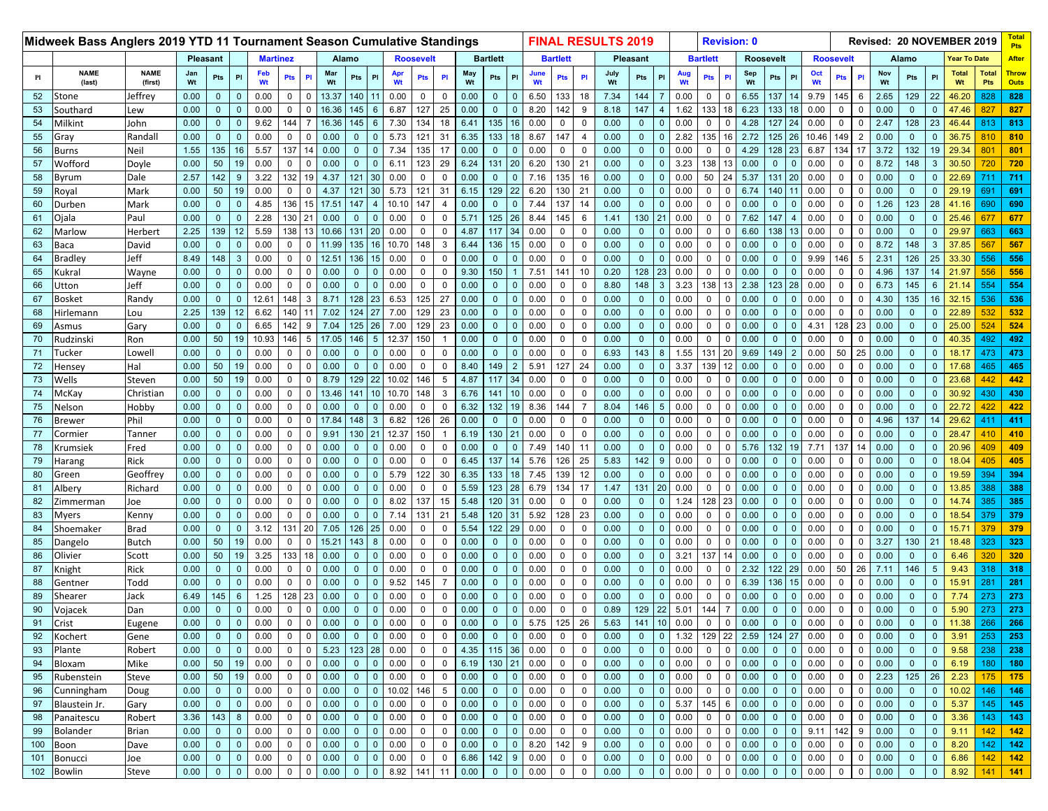| Midweek Bass Anglers 2019 YTD 11 Tournament Season Cumulative Standings | | | | | | | | | | | | | | | | | | | | FINAL RESULTS 2019 | | | | | | Revision: 0 | | | | | | Revised: 20 NOVEMBER 2019 | | | | | | | | Total Pts |
|---|---|---|---|---|---|---|---|---|---|---|---|---|---|---|---|---|---|---|---|---|---|---|---|---|---|---|---|---|---|---|---|---|---|---|---|---|---|---|
| | | | Pleasant | | | Martinez | | | Alamo | | | Roosevelt | | | Bartlett | | | Bartlett | | | Pleasant | | | Bartlett | | | Roosevelt | | | Roosevelt | | | Alamo | | | Year To Date | | After |
| Pl | NAME (last) | NAME (first) | Jan Wt | Pts | Pl | Feb Wt | Pts | Pl | Mar Wt | Pts | Pl | Apr Wt | Pts | Pl | May Wt | Pts | Pl | June Wt | Pts | Pl | July Wt | Pts | Pl | Aug Wt | Pts | Pl | Sep Wt | Pts | Pl | Oct Wt | Pts | Pl | Nov Wt | Pts | Pl | Total Wt | Total Pts | Throw Outs |
| 52 | Stone | Jeffrey | 0.00 | 0 | 0 | 0.00 | 0 | 0 | 13.37 | 140 | 11 | 0.00 | 0 | 0 | 0.00 | 0 | 0 | 6.50 | 133 | 18 | 7.34 | 144 | 7 | 0.00 | 0 | 0 | 6.55 | 137 | 14 | 9.79 | 145 | 6 | 2.65 | 129 | 22 | 46.20 | 828 | 828 |
| 53 | Southard | Lew | 0.00 | 0 | 0 | 0.00 | 0 | 0 | 16.36 | 145 | 6 | 6.87 | 127 | 25 | 0.00 | 0 | 0 | 8.20 | 142 | 9 | 8.18 | 147 | 4 | 1.62 | 133 | 18 | 6.23 | 133 | 18 | 0.00 | 0 | 0 | 0.00 | 0 | 0 | 47.46 | 827 | 827 |
| 54 | Milkint | John | 0.00 | 0 | 0 | 9.62 | 144 | 7 | 16.36 | 145 | 6 | 7.30 | 134 | 18 | 6.41 | 135 | 16 | 0.00 | 0 | 0 | 0.00 | 0 | 0 | 0.00 | 0 | 0 | 4.28 | 127 | 24 | 0.00 | 0 | 0 | 2.47 | 128 | 23 | 46.44 | 813 | 813 |
| 55 | Gray | Randall | 0.00 | 0 | 0 | 0.00 | 0 | 0 | 0.00 | 0 | 0 | 5.73 | 121 | 31 | 6.35 | 133 | 18 | 8.67 | 147 | 4 | 0.00 | 0 | 0 | 2.82 | 135 | 16 | 2.72 | 125 | 26 | 10.46 | 149 | 2 | 0.00 | 0 | 0 | 36.75 | 810 | 810 |
| 56 | Burns | Neil | 1.55 | 135 | 16 | 5.57 | 137 | 14 | 0.00 | 0 | 0 | 7.34 | 135 | 17 | 0.00 | 0 | 0 | 0.00 | 0 | 0 | 0.00 | 0 | 0 | 0.00 | 0 | 0 | 4.29 | 128 | 23 | 6.87 | 134 | 17 | 3.72 | 132 | 19 | 29.34 | 801 | 801 |
| 57 | Wofford | Doyle | 0.00 | 50 | 19 | 0.00 | 0 | 0 | 0.00 | 0 | 0 | 6.11 | 123 | 29 | 6.24 | 131 | 20 | 6.20 | 130 | 21 | 0.00 | 0 | 0 | 3.23 | 138 | 13 | 0.00 | 0 | 0 | 0.00 | 0 | 0 | 8.72 | 148 | 3 | 30.50 | 720 | 720 |
| 58 | Byrum | Dale | 2.57 | 142 | 9 | 3.22 | 132 | 19 | 4.37 | 121 | 30 | 0.00 | 0 | 0 | 0.00 | 0 | 0 | 7.16 | 135 | 16 | 0.00 | 0 | 0 | 0.00 | 50 | 24 | 5.37 | 131 | 20 | 0.00 | 0 | 0 | 0.00 | 0 | 0 | 22.69 | 711 | 711 |
| 59 | Royal | Mark | 0.00 | 50 | 19 | 0.00 | 0 | 0 | 4.37 | 121 | 30 | 5.73 | 121 | 31 | 6.15 | 129 | 22 | 6.20 | 130 | 21 | 0.00 | 0 | 0 | 0.00 | 0 | 0 | 6.74 | 140 | 11 | 0.00 | 0 | 0 | 0.00 | 0 | 0 | 29.19 | 691 | 691 |
| 60 | Durben | Mark | 0.00 | 0 | 0 | 4.85 | 136 | 15 | 17.51 | 147 | 4 | 10.10 | 147 | 4 | 0.00 | 0 | 0 | 7.44 | 137 | 14 | 0.00 | 0 | 0 | 0.00 | 0 | 0 | 0.00 | 0 | 0 | 0.00 | 0 | 0 | 1.26 | 123 | 28 | 41.16 | 690 | 690 |
| 61 | Ojala | Paul | 0.00 | 0 | 0 | 2.28 | 130 | 21 | 0.00 | 0 | 0 | 0.00 | 0 | 0 | 5.71 | 125 | 26 | 8.44 | 145 | 6 | 1.41 | 130 | 21 | 0.00 | 0 | 0 | 7.62 | 147 | 4 | 0.00 | 0 | 0 | 0.00 | 0 | 0 | 25.46 | 677 | 677 |
| 62 | Marlow | Herbert | 2.25 | 139 | 12 | 5.59 | 138 | 13 | 10.66 | 131 | 20 | 0.00 | 0 | 0 | 4.87 | 117 | 34 | 0.00 | 0 | 0 | 0.00 | 0 | 0 | 0.00 | 0 | 0 | 6.60 | 138 | 13 | 0.00 | 0 | 0 | 0.00 | 0 | 0 | 29.97 | 663 | 663 |
| 63 | Baca | David | 0.00 | 0 | 0 | 0.00 | 0 | 0 | 11.99 | 135 | 16 | 10.70 | 148 | 3 | 6.44 | 136 | 15 | 0.00 | 0 | 0 | 0.00 | 0 | 0 | 0.00 | 0 | 0 | 0.00 | 0 | 0 | 0.00 | 0 | 0 | 8.72 | 148 | 3 | 37.85 | 567 | 567 |
| 64 | Bradley | Jeff | 8.49 | 148 | 3 | 0.00 | 0 | 0 | 12.51 | 136 | 15 | 0.00 | 0 | 0 | 0.00 | 0 | 0 | 0.00 | 0 | 0 | 0.00 | 0 | 0 | 0.00 | 0 | 0 | 0.00 | 0 | 0 | 9.99 | 146 | 5 | 2.31 | 126 | 25 | 33.30 | 556 | 556 |
| 65 | Kukral | Wayne | 0.00 | 0 | 0 | 0.00 | 0 | 0 | 0.00 | 0 | 0 | 0.00 | 0 | 0 | 9.30 | 150 | 1 | 7.51 | 141 | 10 | 0.20 | 128 | 23 | 0.00 | 0 | 0 | 0.00 | 0 | 0 | 0.00 | 0 | 0 | 4.96 | 137 | 14 | 21.97 | 556 | 556 |
| 66 | Utton | Jeff | 0.00 | 0 | 0 | 0.00 | 0 | 0 | 0.00 | 0 | 0 | 0.00 | 0 | 0 | 0.00 | 0 | 0 | 0.00 | 0 | 0 | 8.80 | 148 | 3 | 3.23 | 138 | 13 | 2.38 | 123 | 28 | 0.00 | 0 | 0 | 6.73 | 145 | 6 | 21.14 | 554 | 554 |
| 67 | Bosket | Randy | 0.00 | 0 | 0 | 12.61 | 148 | 3 | 8.71 | 128 | 23 | 6.53 | 125 | 27 | 0.00 | 0 | 0 | 0.00 | 0 | 0 | 0.00 | 0 | 0 | 0.00 | 0 | 0 | 0.00 | 0 | 0 | 0.00 | 0 | 0 | 4.30 | 135 | 16 | 32.15 | 536 | 536 |
| 68 | Hirlemann | Lou | 2.25 | 139 | 12 | 6.62 | 140 | 11 | 7.02 | 124 | 27 | 7.00 | 129 | 23 | 0.00 | 0 | 0 | 0.00 | 0 | 0 | 0.00 | 0 | 0 | 0.00 | 0 | 0 | 0.00 | 0 | 0 | 0.00 | 0 | 0 | 0.00 | 0 | 0 | 22.89 | 532 | 532 |
| 69 | Asmus | Gary | 0.00 | 0 | 0 | 6.65 | 142 | 9 | 7.04 | 125 | 26 | 7.00 | 129 | 23 | 0.00 | 0 | 0 | 0.00 | 0 | 0 | 0.00 | 0 | 0 | 0.00 | 0 | 0 | 0.00 | 0 | 0 | 4.31 | 128 | 23 | 0.00 | 0 | 0 | 25.00 | 524 | 524 |
| 70 | Rudzinski | Ron | 0.00 | 50 | 19 | 10.93 | 146 | 5 | 17.05 | 146 | 5 | 12.37 | 150 | 1 | 0.00 | 0 | 0 | 0.00 | 0 | 0 | 0.00 | 0 | 0 | 0.00 | 0 | 0 | 0.00 | 0 | 0 | 0.00 | 0 | 0 | 0.00 | 0 | 0 | 40.35 | 492 | 492 |
| 71 | Tucker | Lowell | 0.00 | 0 | 0 | 0.00 | 0 | 0 | 0.00 | 0 | 0 | 0.00 | 0 | 0 | 0.00 | 0 | 0 | 0.00 | 0 | 0 | 6.93 | 143 | 8 | 1.55 | 131 | 20 | 9.69 | 149 | 2 | 0.00 | 50 | 25 | 0.00 | 0 | 0 | 18.17 | 473 | 473 |
| 72 | Hensey | Hal | 0.00 | 50 | 19 | 0.00 | 0 | 0 | 0.00 | 0 | 0 | 0.00 | 0 | 0 | 8.40 | 149 | 2 | 5.91 | 127 | 24 | 0.00 | 0 | 0 | 3.37 | 139 | 12 | 0.00 | 0 | 0 | 0.00 | 0 | 0 | 0.00 | 0 | 0 | 17.68 | 465 | 465 |
| 73 | Wells | Steven | 0.00 | 50 | 19 | 0.00 | 0 | 0 | 8.79 | 129 | 22 | 10.02 | 146 | 5 | 4.87 | 117 | 34 | 0.00 | 0 | 0 | 0.00 | 0 | 0 | 0.00 | 0 | 0 | 0.00 | 0 | 0 | 0.00 | 0 | 0 | 0.00 | 0 | 0 | 23.68 | 442 | 442 |
| 74 | McKay | Christian | 0.00 | 0 | 0 | 0.00 | 0 | 0 | 13.46 | 141 | 10 | 10.70 | 148 | 3 | 6.76 | 141 | 10 | 0.00 | 0 | 0 | 0.00 | 0 | 0 | 0.00 | 0 | 0 | 0.00 | 0 | 0 | 0.00 | 0 | 0 | 0.00 | 0 | 0 | 30.92 | 430 | 430 |
| 75 | Nelson | Hobby | 0.00 | 0 | 0 | 0.00 | 0 | 0 | 0.00 | 0 | 0 | 0.00 | 0 | 0 | 6.32 | 132 | 19 | 8.36 | 144 | 7 | 8.04 | 146 | 5 | 0.00 | 0 | 0 | 0.00 | 0 | 0 | 0.00 | 0 | 0 | 0.00 | 0 | 0 | 22.72 | 422 | 422 |
| 76 | Brewer | Phil | 0.00 | 0 | 0 | 0.00 | 0 | 0 | 17.84 | 148 | 3 | 6.82 | 126 | 26 | 0.00 | 0 | 0 | 0.00 | 0 | 0 | 0.00 | 0 | 0 | 0.00 | 0 | 0 | 0.00 | 0 | 0 | 0.00 | 0 | 0 | 4.96 | 137 | 14 | 29.62 | 411 | 411 |
| 77 | Cormier | Tanner | 0.00 | 0 | 0 | 0.00 | 0 | 0 | 9.91 | 130 | 21 | 12.37 | 150 | 1 | 6.19 | 130 | 21 | 0.00 | 0 | 0 | 0.00 | 0 | 0 | 0.00 | 0 | 0 | 0.00 | 0 | 0 | 0.00 | 0 | 0 | 0.00 | 0 | 0 | 28.47 | 410 | 410 |
| 78 | Krumsiek | Fred | 0.00 | 0 | 0 | 0.00 | 0 | 0 | 0.00 | 0 | 0 | 0.00 | 0 | 0 | 0.00 | 0 | 0 | 7.49 | 140 | 11 | 0.00 | 0 | 0 | 0.00 | 0 | 0 | 5.76 | 132 | 19 | 7.71 | 137 | 14 | 0.00 | 0 | 0 | 20.96 | 409 | 409 |
| 79 | Harang | Rick | 0.00 | 0 | 0 | 0.00 | 0 | 0 | 0.00 | 0 | 0 | 0.00 | 0 | 0 | 6.45 | 137 | 14 | 5.76 | 126 | 25 | 5.83 | 142 | 9 | 0.00 | 0 | 0 | 0.00 | 0 | 0 | 0.00 | 0 | 0 | 0.00 | 0 | 0 | 18.04 | 405 | 405 |
| 80 | Green | Geoffrey | 0.00 | 0 | 0 | 0.00 | 0 | 0 | 0.00 | 0 | 0 | 5.79 | 122 | 30 | 6.35 | 133 | 18 | 7.45 | 139 | 12 | 0.00 | 0 | 0 | 0.00 | 0 | 0 | 0.00 | 0 | 0 | 0.00 | 0 | 0 | 0.00 | 0 | 0 | 19.59 | 394 | 394 |
| 81 | Albery | Richard | 0.00 | 0 | 0 | 0.00 | 0 | 0 | 0.00 | 0 | 0 | 0.00 | 0 | 0 | 5.59 | 123 | 28 | 6.79 | 134 | 17 | 1.47 | 131 | 20 | 0.00 | 0 | 0 | 0.00 | 0 | 0 | 0.00 | 0 | 0 | 0.00 | 0 | 0 | 13.85 | 388 | 388 |
| 82 | Zimmerman | Joe | 0.00 | 0 | 0 | 0.00 | 0 | 0 | 0.00 | 0 | 0 | 8.02 | 137 | 15 | 5.48 | 120 | 31 | 0.00 | 0 | 0 | 0.00 | 0 | 0 | 1.24 | 128 | 23 | 0.00 | 0 | 0 | 0.00 | 0 | 0 | 0.00 | 0 | 0 | 14.74 | 385 | 385 |
| 83 | Myers | Kenny | 0.00 | 0 | 0 | 0.00 | 0 | 0 | 0.00 | 0 | 0 | 7.14 | 131 | 21 | 5.48 | 120 | 31 | 5.92 | 128 | 23 | 0.00 | 0 | 0 | 0.00 | 0 | 0 | 0.00 | 0 | 0 | 0.00 | 0 | 0 | 0.00 | 0 | 0 | 18.54 | 379 | 379 |
| 84 | Shoemaker | Brad | 0.00 | 0 | 0 | 3.12 | 131 | 20 | 7.05 | 126 | 25 | 0.00 | 0 | 0 | 5.54 | 122 | 29 | 0.00 | 0 | 0 | 0.00 | 0 | 0 | 0.00 | 0 | 0 | 0.00 | 0 | 0 | 0.00 | 0 | 0 | 0.00 | 0 | 0 | 15.71 | 379 | 379 |
| 85 | Dangelo | Butch | 0.00 | 50 | 19 | 0.00 | 0 | 0 | 15.21 | 143 | 8 | 0.00 | 0 | 0 | 0.00 | 0 | 0 | 0.00 | 0 | 0 | 0.00 | 0 | 0 | 0.00 | 0 | 0 | 0.00 | 0 | 0 | 0.00 | 0 | 0 | 3.27 | 130 | 21 | 18.48 | 323 | 323 |
| 86 | Olivier | Scott | 0.00 | 50 | 19 | 3.25 | 133 | 18 | 0.00 | 0 | 0 | 0.00 | 0 | 0 | 0.00 | 0 | 0 | 0.00 | 0 | 0 | 0.00 | 0 | 0 | 3.21 | 137 | 14 | 0.00 | 0 | 0 | 0.00 | 0 | 0 | 0.00 | 0 | 0 | 6.46 | 320 | 320 |
| 87 | Knight | Rick | 0.00 | 0 | 0 | 0.00 | 0 | 0 | 0.00 | 0 | 0 | 0.00 | 0 | 0 | 0.00 | 0 | 0 | 0.00 | 0 | 0 | 0.00 | 0 | 0 | 0.00 | 0 | 0 | 2.32 | 122 | 29 | 0.00 | 50 | 26 | 7.11 | 146 | 5 | 9.43 | 318 | 318 |
| 88 | Gentner | Todd | 0.00 | 0 | 0 | 0.00 | 0 | 0 | 0.00 | 0 | 0 | 9.52 | 145 | 7 | 0.00 | 0 | 0 | 0.00 | 0 | 0 | 0.00 | 0 | 0 | 0.00 | 0 | 0 | 6.39 | 136 | 15 | 0.00 | 0 | 0 | 0.00 | 0 | 0 | 15.91 | 281 | 281 |
| 89 | Shearer | Jack | 6.49 | 145 | 6 | 1.25 | 128 | 23 | 0.00 | 0 | 0 | 0.00 | 0 | 0 | 0.00 | 0 | 0 | 0.00 | 0 | 0 | 0.00 | 0 | 0 | 0.00 | 0 | 0 | 0.00 | 0 | 0 | 0.00 | 0 | 0 | 0.00 | 0 | 0 | 7.74 | 273 | 273 |
| 90 | Vojacek | Dan | 0.00 | 0 | 0 | 0.00 | 0 | 0 | 0.00 | 0 | 0 | 0.00 | 0 | 0 | 0.00 | 0 | 0 | 0.00 | 0 | 0 | 0.89 | 129 | 22 | 5.01 | 144 | 7 | 0.00 | 0 | 0 | 0.00 | 0 | 0 | 0.00 | 0 | 0 | 5.90 | 273 | 273 |
| 91 | Crist | Eugene | 0.00 | 0 | 0 | 0.00 | 0 | 0 | 0.00 | 0 | 0 | 0.00 | 0 | 0 | 0.00 | 0 | 0 | 5.75 | 125 | 26 | 5.63 | 141 | 10 | 0.00 | 0 | 0 | 0.00 | 0 | 0 | 0.00 | 0 | 0 | 0.00 | 0 | 0 | 11.38 | 266 | 266 |
| 92 | Kochert | Gene | 0.00 | 0 | 0 | 0.00 | 0 | 0 | 0.00 | 0 | 0 | 0.00 | 0 | 0 | 0.00 | 0 | 0 | 0.00 | 0 | 0 | 0.00 | 0 | 0 | 1.32 | 129 | 22 | 2.59 | 124 | 27 | 0.00 | 0 | 0 | 0.00 | 0 | 0 | 3.91 | 253 | 253 |
| 93 | Plante | Robert | 0.00 | 0 | 0 | 0.00 | 0 | 0 | 5.23 | 123 | 28 | 0.00 | 0 | 0 | 4.35 | 115 | 36 | 0.00 | 0 | 0 | 0.00 | 0 | 0 | 0.00 | 0 | 0 | 0.00 | 0 | 0 | 0.00 | 0 | 0 | 0.00 | 0 | 0 | 9.58 | 238 | 238 |
| 94 | Bloxam | Mike | 0.00 | 50 | 19 | 0.00 | 0 | 0 | 0.00 | 0 | 0 | 0.00 | 0 | 0 | 6.19 | 130 | 21 | 0.00 | 0 | 0 | 0.00 | 0 | 0 | 0.00 | 0 | 0 | 0.00 | 0 | 0 | 0.00 | 0 | 0 | 0.00 | 0 | 0 | 6.19 | 180 | 180 |
| 95 | Rubenstein | Steve | 0.00 | 50 | 19 | 0.00 | 0 | 0 | 0.00 | 0 | 0 | 0.00 | 0 | 0 | 0.00 | 0 | 0 | 0.00 | 0 | 0 | 0.00 | 0 | 0 | 0.00 | 0 | 0 | 0.00 | 0 | 0 | 0.00 | 0 | 0 | 2.23 | 125 | 26 | 2.23 | 175 | 175 |
| 96 | Cunningham | Doug | 0.00 | 0 | 0 | 0.00 | 0 | 0 | 0.00 | 0 | 0 | 10.02 | 146 | 5 | 0.00 | 0 | 0 | 0.00 | 0 | 0 | 0.00 | 0 | 0 | 0.00 | 0 | 0 | 0.00 | 0 | 0 | 0.00 | 0 | 0 | 0.00 | 0 | 0 | 10.02 | 146 | 146 |
| 97 | Blaustein Jr. | Gary | 0.00 | 0 | 0 | 0.00 | 0 | 0 | 0.00 | 0 | 0 | 0.00 | 0 | 0 | 0.00 | 0 | 0 | 0.00 | 0 | 0 | 0.00 | 0 | 0 | 5.37 | 145 | 6 | 0.00 | 0 | 0 | 0.00 | 0 | 0 | 0.00 | 0 | 0 | 5.37 | 145 | 145 |
| 98 | Panaitescu | Robert | 3.36 | 143 | 8 | 0.00 | 0 | 0 | 0.00 | 0 | 0 | 0.00 | 0 | 0 | 0.00 | 0 | 0 | 0.00 | 0 | 0 | 0.00 | 0 | 0 | 0.00 | 0 | 0 | 0.00 | 0 | 0 | 0.00 | 0 | 0 | 0.00 | 0 | 0 | 3.36 | 143 | 143 |
| 99 | Bolander | Brian | 0.00 | 0 | 0 | 0.00 | 0 | 0 | 0.00 | 0 | 0 | 0.00 | 0 | 0 | 0.00 | 0 | 0 | 0.00 | 0 | 0 | 0.00 | 0 | 0 | 0.00 | 0 | 0 | 0.00 | 0 | 0 | 9.11 | 142 | 9 | 0.00 | 0 | 0 | 9.11 | 142 | 142 |
| 100 | Boon | Dave | 0.00 | 0 | 0 | 0.00 | 0 | 0 | 0.00 | 0 | 0 | 0.00 | 0 | 0 | 0.00 | 0 | 0 | 8.20 | 142 | 9 | 0.00 | 0 | 0 | 0.00 | 0 | 0 | 0.00 | 0 | 0 | 0.00 | 0 | 0 | 0.00 | 0 | 0 | 8.20 | 142 | 142 |
| 101 | Bonucci | Joe | 0.00 | 0 | 0 | 0.00 | 0 | 0 | 0.00 | 0 | 0 | 0.00 | 0 | 0 | 6.86 | 142 | 9 | 0.00 | 0 | 0 | 0.00 | 0 | 0 | 0.00 | 0 | 0 | 0.00 | 0 | 0 | 0.00 | 0 | 0 | 0.00 | 0 | 0 | 6.86 | 142 | 142 |
| 102 | Bowlin | Steve | 0.00 | 0 | 0 | 0.00 | 0 | 0 | 0.00 | 0 | 0 | 8.92 | 141 | 11 | 0.00 | 0 | 0 | 0.00 | 0 | 0 | 0.00 | 0 | 0 | 0.00 | 0 | 0 | 0.00 | 0 | 0 | 0.00 | 0 | 0 | 0.00 | 0 | 0 | 8.92 | 141 | 141 |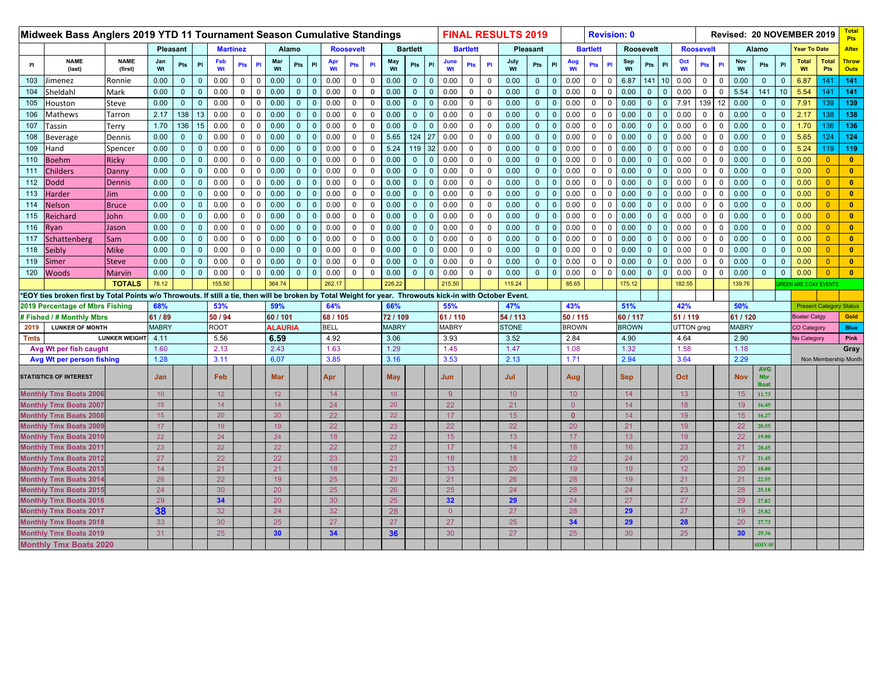# Midweek Bass Anglers 2019 YTD 11 Tournament Season Cumulative Standings

**FINAL RESULTS 2019** | Revision: 0 | Revised: 20 NOVEMBER 2019

| | | | Pleasant | | | Martinez | | | Alamo | | | Roosevelt | | | Bartlett | | | Bartlett | | | Pleasant | | | Bartlett | | | Roosevelt | | | Roosevelt | | | Alamo | | | Year To Date | | Total Pts After Throw Outs |
|---|---|---|---|---|---|---|---|---|---|---|---|---|---|---|---|---|---|---|---|---|---|---|---|---|---|---|---|---|---|---|---|---|---|---|---|---|---|---|
| Pl | NAME (last) | NAME (first) | Jan Wt | Pts | Pl | Feb Wt | Pts | Pl | Mar Wt | Pts | Pl | Apr Wt | Pts | Pl | May Wt | Pts | Pl | June Wt | Pts | Pl | July Wt | Pts | Pl | Aug Wt | Pts | Pl | Sep Wt | Pts | Pl | Oct Wt | Pts | Pl | Nov Wt | Pts | Pl | Total Wt | Total Pts | |
| 103 | Jimenez | Ronnie | 0.00 | 0 | 0 | 0.00 | 0 | 0 | 0.00 | 0 | 0 | 0.00 | 0 | 0 | 0.00 | 0 | 0 | 0.00 | 0 | 0 | 0.00 | 0 | 0 | 0.00 | 0 | 0 | 6.87 | 141 | 10 | 0.00 | 0 | 0 | 0.00 | 0 | 0 | 6.87 | 141 | 141 |
| 104 | Sheldahl | Mark | 0.00 | 0 | 0 | 0.00 | 0 | 0 | 0.00 | 0 | 0 | 0.00 | 0 | 0 | 0.00 | 0 | 0 | 0.00 | 0 | 0 | 0.00 | 0 | 0 | 0.00 | 0 | 0 | 0.00 | 0 | 0 | 0.00 | 0 | 0 | 5.54 | 141 | 10 | 5.54 | 141 | 141 |
| 105 | Houston | Steve | 0.00 | 0 | 0 | 0.00 | 0 | 0 | 0.00 | 0 | 0 | 0.00 | 0 | 0 | 0.00 | 0 | 0 | 0.00 | 0 | 0 | 0.00 | 0 | 0 | 0.00 | 0 | 0 | 0.00 | 0 | 0 | 7.91 | 139 | 12 | 0.00 | 0 | 0 | 7.91 | 139 | 139 |
| 106 | Mathews | Tarron | 2.17 | 138 | 13 | 0.00 | 0 | 0 | 0.00 | 0 | 0 | 0.00 | 0 | 0 | 0.00 | 0 | 0 | 0.00 | 0 | 0 | 0.00 | 0 | 0 | 0.00 | 0 | 0 | 0.00 | 0 | 0 | 0.00 | 0 | 0 | 0.00 | 0 | 0 | 2.17 | 138 | 138 |
| 107 | Tassin | Terry | 1.70 | 136 | 15 | 0.00 | 0 | 0 | 0.00 | 0 | 0 | 0.00 | 0 | 0 | 0.00 | 0 | 0 | 0.00 | 0 | 0 | 0.00 | 0 | 0 | 0.00 | 0 | 0 | 0.00 | 0 | 0 | 0.00 | 0 | 0 | 0.00 | 0 | 0 | 1.70 | 136 | 136 |
| 108 | Beverage | Dennis | 0.00 | 0 | 0 | 0.00 | 0 | 0 | 0.00 | 0 | 0 | 0.00 | 0 | 0 | 5.65 | 124 | 27 | 0.00 | 0 | 0 | 0.00 | 0 | 0 | 0.00 | 0 | 0 | 0.00 | 0 | 0 | 0.00 | 0 | 0 | 0.00 | 0 | 0 | 5.65 | 124 | 124 |
| 109 | Hand | Spencer | 0.00 | 0 | 0 | 0.00 | 0 | 0 | 0.00 | 0 | 0 | 0.00 | 0 | 0 | 5.24 | 119 | 32 | 0.00 | 0 | 0 | 0.00 | 0 | 0 | 0.00 | 0 | 0 | 0.00 | 0 | 0 | 0.00 | 0 | 0 | 0.00 | 0 | 0 | 5.24 | 119 | 119 |
| 110 | Boehm | Ricky | 0.00 | 0 | 0 | 0.00 | 0 | 0 | 0.00 | 0 | 0 | 0.00 | 0 | 0 | 0.00 | 0 | 0 | 0.00 | 0 | 0 | 0.00 | 0 | 0 | 0.00 | 0 | 0 | 0.00 | 0 | 0 | 0.00 | 0 | 0 | 0.00 | 0 | 0 | 0.00 | 0 | 0 |
| 111 | Childers | Danny | 0.00 | 0 | 0 | 0.00 | 0 | 0 | 0.00 | 0 | 0 | 0.00 | 0 | 0 | 0.00 | 0 | 0 | 0.00 | 0 | 0 | 0.00 | 0 | 0 | 0.00 | 0 | 0 | 0.00 | 0 | 0 | 0.00 | 0 | 0 | 0.00 | 0 | 0 | 0.00 | 0 | 0 |
| 112 | Dodd | Dennis | 0.00 | 0 | 0 | 0.00 | 0 | 0 | 0.00 | 0 | 0 | 0.00 | 0 | 0 | 0.00 | 0 | 0 | 0.00 | 0 | 0 | 0.00 | 0 | 0 | 0.00 | 0 | 0 | 0.00 | 0 | 0 | 0.00 | 0 | 0 | 0.00 | 0 | 0 | 0.00 | 0 | 0 |
| 113 | Harder | Jim | 0.00 | 0 | 0 | 0.00 | 0 | 0 | 0.00 | 0 | 0 | 0.00 | 0 | 0 | 0.00 | 0 | 0 | 0.00 | 0 | 0 | 0.00 | 0 | 0 | 0.00 | 0 | 0 | 0.00 | 0 | 0 | 0.00 | 0 | 0 | 0.00 | 0 | 0 | 0.00 | 0 | 0 |
| 114 | Nelson | Bruce | 0.00 | 0 | 0 | 0.00 | 0 | 0 | 0.00 | 0 | 0 | 0.00 | 0 | 0 | 0.00 | 0 | 0 | 0.00 | 0 | 0 | 0.00 | 0 | 0 | 0.00 | 0 | 0 | 0.00 | 0 | 0 | 0.00 | 0 | 0 | 0.00 | 0 | 0 | 0.00 | 0 | 0 |
| 115 | Reichard | John | 0.00 | 0 | 0 | 0.00 | 0 | 0 | 0.00 | 0 | 0 | 0.00 | 0 | 0 | 0.00 | 0 | 0 | 0.00 | 0 | 0 | 0.00 | 0 | 0 | 0.00 | 0 | 0 | 0.00 | 0 | 0 | 0.00 | 0 | 0 | 0.00 | 0 | 0 | 0.00 | 0 | 0 |
| 116 | Ryan | Jason | 0.00 | 0 | 0 | 0.00 | 0 | 0 | 0.00 | 0 | 0 | 0.00 | 0 | 0 | 0.00 | 0 | 0 | 0.00 | 0 | 0 | 0.00 | 0 | 0 | 0.00 | 0 | 0 | 0.00 | 0 | 0 | 0.00 | 0 | 0 | 0.00 | 0 | 0 | 0.00 | 0 | 0 |
| 117 | Schattenberg | Sam | 0.00 | 0 | 0 | 0.00 | 0 | 0 | 0.00 | 0 | 0 | 0.00 | 0 | 0 | 0.00 | 0 | 0 | 0.00 | 0 | 0 | 0.00 | 0 | 0 | 0.00 | 0 | 0 | 0.00 | 0 | 0 | 0.00 | 0 | 0 | 0.00 | 0 | 0 | 0.00 | 0 | 0 |
| 118 | Seibly | Mike | 0.00 | 0 | 0 | 0.00 | 0 | 0 | 0.00 | 0 | 0 | 0.00 | 0 | 0 | 0.00 | 0 | 0 | 0.00 | 0 | 0 | 0.00 | 0 | 0 | 0.00 | 0 | 0 | 0.00 | 0 | 0 | 0.00 | 0 | 0 | 0.00 | 0 | 0 | 0.00 | 0 | 0 |
| 119 | Simer | Steve | 0.00 | 0 | 0 | 0.00 | 0 | 0 | 0.00 | 0 | 0 | 0.00 | 0 | 0 | 0.00 | 0 | 0 | 0.00 | 0 | 0 | 0.00 | 0 | 0 | 0.00 | 0 | 0 | 0.00 | 0 | 0 | 0.00 | 0 | 0 | 0.00 | 0 | 0 | 0.00 | 0 | 0 |
| 120 | Woods | Marvin | 0.00 | 0 | 0 | 0.00 | 0 | 0 | 0.00 | 0 | 0 | 0.00 | 0 | 0 | 0.00 | 0 | 0 | 0.00 | 0 | 0 | 0.00 | 0 | 0 | 0.00 | 0 | 0 | 0.00 | 0 | 0 | 0.00 | 0 | 0 | 0.00 | 0 | 0 | 0.00 | 0 | 0 |
| | | **TOTALS** | 78.12 | | | 155.50 | | | 364.74 | | | 262.17 | | | 226.22 | | | 215.50 | | | 115.24 | | | 85.65 | | | 175.12 | | | 182.55 | | | 139.76 | | | GREEN ARE 2 DAY EVENTS | | |

*EOY ties broken first by Total Points w/o Throwouts. If still a tie, then will be broken by Total Weight for year. Throwouts kick-in with October Event.

| | Jan | Feb | Mar | Apr | May | Jun | Jul | Aug | Sep | Oct | Nov | |
|---|---|---|---|---|---|---|---|---|---|---|---|---|
| 2019 Percentage of Mbrs Fishing | 68% | 53% | 59% | 64% | 66% | 55% | 47% | 43% | 51% | 42% | 50% | |
| # Fished / # Monthly Mbrs | 61 / 89 | 50 / 94 | 60 / 101 | 68 / 105 | 72 / 109 | 61 / 110 | 54 / 113 | 50 / 115 | 60 / 117 | 51 / 119 | 61 / 120 | |
| 2019 LUNKER OF MONTH | MABRY | ROOT | ALAURIA | BELL | MABRY | MABRY | STONE | BROWN | BROWN | UTTON greg | MABRY | |
| Tmts LUNKER WEIGHT | 4.11 | 5.56 | 6.59 | 4.92 | 3.06 | 3.93 | 3.52 | 2.84 | 4.90 | 4.64 | 2.90 | |
| Avg Wt per fish caught | 1.60 | 2.13 | 2.43 | 1.63 | 1.29 | 1.45 | 1.47 | 1.08 | 1.32 | 1.58 | 1.18 | |
| Avg Wt per person fishing | 1.28 | 3.11 | 6.07 | 3.85 | 3.16 | 3.53 | 2.13 | 1.71 | 2.94 | 3.64 | 2.29 | |

| Present Category Status | |
|---|---|
| Boater Catgy | Gold |
| CO Category | Blue |
| No Category | Pink |
| | Gray |
| Non Membership Month | |

| STATISTICS OF INTEREST | Jan | Feb | Mar | Apr | May | Jun | Jul | Aug | Sep | Oct | Nov | AVG Nbr Boat |
|---|---|---|---|---|---|---|---|---|---|---|---|---|
| Monthly Tmx Boats 2006 | 10 | 12 | 12 | 14 | 10 | 9 | 10 | 10 | 14 | 13 | 15 | 11.73 |
| Monthly Tmx Boats 2007 | 15 | 14 | 14 | 24 | 20 | 22 | 21 | 0 | 14 | 18 | 19 | 16.45 |
| Monthly Tmx Boats 2008 | 15 | 20 | 20 | 22 | 22 | 17 | 15 | 0 | 14 | 19 | 15 | 16.27 |
| Monthly Tmx Boats 2009 | 17 | 19 | 19 | 22 | 23 | 22 | 22 | 20 | 21 | 19 | 22 | 20.55 |
| Monthly Tmx Boats 2010 | 22 | 24 | 24 | 18 | 22 | 15 | 13 | 17 | 13 | 19 | 22 | 19.00 |
| Monthly Tmx Boats 2011 | 23 | 22 | 22 | 22 | 27 | 17 | 14 | 18 | 16 | 23 | 21 | 20.45 |
| Monthly Tmx Boats 2012 | 27 | 22 | 22 | 23 | 23 | 18 | 18 | 22 | 24 | 20 | 17 | 21.45 |
| Monthly Tmx Boats 2013 | 14 | 21 | 21 | 18 | 21 | 13 | 20 | 19 | 19 | 12 | 20 | 18.00 |
| Monthly Tmx Boats 2014 | 26 | 22 | 19 | 25 | 20 | 21 | 26 | 28 | 19 | 21 | 21 | 22.55 |
| Monthly Tmx Boats 2015 | 24 | 30 | 20 | 25 | 26 | 25 | 24 | 28 | 24 | 23 | 28 | 25.18 |
| Monthly Tmx Boats 2016 | 29 | 34 | 20 | 30 | 25 | 32 | 29 | 24 | 27 | 27 | 29 | 27.82 |
| Monthly Tmx Boats 2017 | 38 | 32 | 24 | 32 | 28 | 0 | 27 | 28 | 29 | 27 | 19 | 25.82 |
| Monthly Tmx Boats 2018 | 33 | 30 | 25 | 27 | 27 | 27 | 25 | 34 | 29 | 28 | 20 | 27.73 |
| Monthly Tmx Boats 2019 | 31 | 25 | 30 | 34 | 36 | 30 | 27 | 25 | 30 | 25 | 30 | 29.36 |
| Monthly Tmx Boats 2020 | | | | | | | | | | | | #DIV/0! |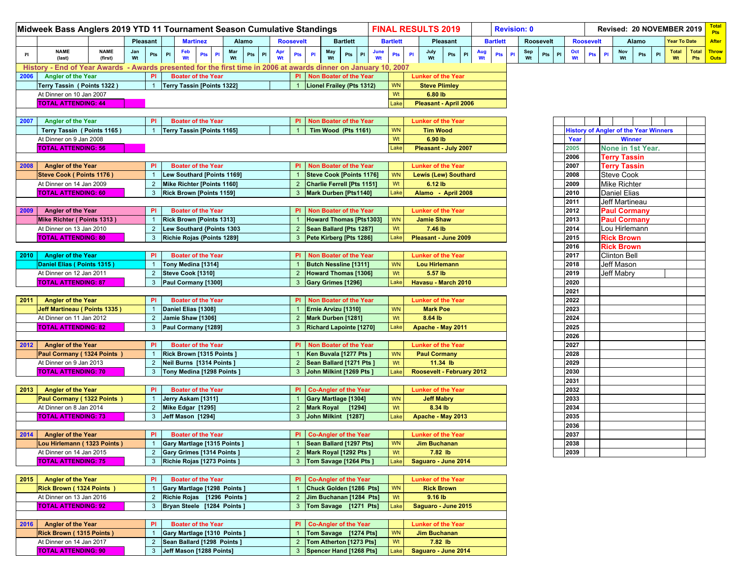# Midweek Bass Anglers 2019 YTD 11 Tournament Season Cumulative Standings

**FINAL RESULTS 2019** | **Revision: 0** | **Revised: 20 NOVEMBER 2019**

| Pl | NAME (last) | NAME (first) | Pleasant Jan Wt | Pts | Pl | Martinez Feb Wt | Pts | Pl | Alamo Mar Wt | Pts | Pl | Roosevelt Apr Wt | Pts | Pl | Bartlett May Wt | Pts | Pl | Bartlett June Wt | Pts | Pl | Pleasant July Wt | Pts | Pl | Bartlett Aug Wt | Pts | Pl | Roosevelt Sep Wt | Pts | Pl | Roosevelt Oct Wt | Pts | Pl | Alamo Nov Wt | Pts | Pl | Year To Date Total Wt | Total Pts | Total Pts After Throw Outs |
|---|---|---|---|---|---|---|---|---|---|---|---|---|---|---|---|---|---|---|---|---|---|---|---|---|---|---|---|---|---|---|---|---|---|---|---|---|---|

## History - End of Year Awards - Awards presented for the first time in 2006 at awards dinner on January 10, 2007

| Year | Angler of the Year | Pl | Boater of the Year | Pl | Non Boater / Co-Angler of the Year | | Lunker of the Year |
|---|---|---|---|---|---|---|---|
| **2006** | **Angler of the Year** | **Pl** | **Boater of the Year** | **Pl** | **Non Boater of the Year** | | **Lunker of the Year** |
| | Terry Tassin ( Points 1322 ) | 1 | Terry Tassin [Points 1322] | 1 | Lionel Frailey (Pts 1312) | WN | Steve Plimley |
| | At Dinner on 10 Jan 2007 | | | | | Wt | 6.80 lb |
| | TOTAL ATTENDING: 44 | | | | | Lake | Pleasant - April 2006 |
| **2007** | **Angler of the Year** | **Pl** | **Boater of the Year** | **Pl** | **Non Boater of the Year** | | **Lunker of the Year** |
| | Terry Tassin ( Points 1165 ) | 1 | Terry Tassin [Points 1165] | 1 | Tim Wood (Pts 1161) | WN | Tim Wood |
| | At Dinner on 9 Jan 2008 | | | | | Wt | 6.90 lb |
| | TOTAL ATTENDING: 56 | | | | | Lake | Pleasant - July 2007 |
| **2008** | **Angler of the Year** | **Pl** | **Boater of the Year** | **Pl** | **Non Boater of the Year** | | **Lunker of the Year** |
| | Steve Cook ( Points 1176 ) | 1 | Lew Southard [Points 1169] | 1 | Steve Cook [Points 1176] | WN | Lewis (Lew) Southard |
| | At Dinner on 14 Jan 2009 | 2 | Mike Richter [Points 1160] | 2 | Charlie Ferrell [Pts 1151] | Wt | 6.12 lb |
| | TOTAL ATTENDING: 60 | 3 | Rick Brown [Points 1159] | 3 | Mark Durben [Pts1140] | Lake | Alamo - April 2008 |
| **2009** | **Angler of the Year** | **Pl** | **Boater of the Year** | **Pl** | **Non Boater of the Year** | | **Lunker of the Year** |
| | Mike Richter ( Points 1313 ) | 1 | Rick Brown [Points 1313] | 1 | Howard Thomas [Pts1303] | WN | Jamie Shaw |
| | At Dinner on 13 Jan 2010 | 2 | Lew Southard {Points 1303 | 2 | Sean Ballard [Pts 1287] | Wt | 7.46 lb |
| | TOTAL ATTENDING: 80 | 3 | Richie Rojas {Points 1289] | 3 | Pete Kirberg [Pts 1286] | Lake | Pleasant - June 2009 |
| **2010** | **Angler of the Year** | **Pl** | **Boater of the Year** | **Pl** | **Non Boater of the Year** | | **Lunker of the Year** |
| | Daniel Elias ( Points 1315 ) | 1 | Tony Medina [1314] | 1 | Butch Nessline [1311] | WN | Lou Hirlemann |
| | At Dinner on 12 Jan 2011 | 2 | Steve Cook [1310] | 2 | Howard Thomas [1306] | Wt | 5.57 lb |
| | TOTAL ATTENDING: 87 | 3 | Paul Cormany [1300] | 3 | Gary Grimes [1296] | Lake | Havasu - March 2010 |
| **2011** | **Angler of the Year** | **Pl** | **Boater of the Year** | **Pl** | **Non Boater of the Year** | | **Lunker of the Year** |
| | Jeff Martineau ( Points 1335 ) | 1 | Daniel Elias [1308] | 1 | Ernie Arvizu [1310] | WN | Mark Poe |
| | At Dinner on 11 Jan 2012 | 2 | Jamie Shaw [1306] | 2 | Mark Durben [1281] | Wt | 8.64 lb |
| | TOTAL ATTENDING: 82 | 3 | Paul Cormany [1289] | 3 | Richard Lapointe [1270] | Lake | Apache - May 2011 |
| **2012** | **Angler of the Year** | **Pl** | **Boater of the Year** | **Pl** | **Non Boater of the Year** | | **Lunker of the Year** |
| | Paul Cormany ( 1324 Points ) | 1 | Rick Brown [1315 Points ] | 1 | Ken Buvala [1277 Pts ] | WN | Paul Cormany |
| | At Dinner on 9 Jan 2013 | 2 | Neil Burns [1314 Points ] | 2 | Sean Ballard [1271 Pts ] | Wt | 11.34 lb |
| | TOTAL ATTENDING: 70 | 3 | Tony Medina [1298 Points ] | 3 | John Milkint [1269 Pts ] | Lake | Roosevelt - February 2012 |
| **2013** | **Angler of the Year** | **Pl** | **Boater of the Year** | **Pl** | **Co-Angler of the Year** | | **Lunker of the Year** |
| | Paul Cormany ( 1322 Points ) | 1 | Jerry Askam [1311] | 1 | Gary Martlage [1304] | WN | Jeff Mabry |
| | At Dinner on 8 Jan 2014 | 2 | Mike Edgar [1295] | 2 | Mark Royal [1294] | Wt | 8.34 lb |
| | TOTAL ATTENDING: 73 | 3 | Jeff Mason [1294] | 3 | John Milkint [1287] | Lake | Apache - May 2013 |
| **2014** | **Angler of the Year** | **Pl** | **Boater of the Year** | **Pl** | **Co-Angler of the Year** | | **Lunker of the Year** |
| | Lou Hirlemann ( 1323 Points ) | 1 | Gary Martlage [1315 Points ] | 1 | Sean Ballard [1297 Pts] | WN | Jim Buchanan |
| | At Dinner on 14 Jan 2015 | 2 | Gary Grimes [1314 Points ] | 2 | Mark Royal [1292 Pts ] | Wt | 7.82 lb |
| | TOTAL ATTENDING: 75 | 3 | Richie Rojas [1273 Points ] | 3 | Tom Savage [1264 Pts ] | Lake | Saguaro - June 2014 |
| **2015** | **Angler of the Year** | **Pl** | **Boater of the Year** | **Pl** | **Co-Angler of the Year** | | **Lunker of the Year** |
| | Rick Brown ( 1324 Points ) | 1 | Gary Martlage [1298 Points ] | 1 | Chuck Golden [1286 Pts] | WN | Rick Brown |
| | At Dinner on 13 Jan 2016 | 2 | Richie Rojas [1296 Points ] | 2 | Jim Buchanan [1284 Pts] | Wt | 9.16 lb |
| | TOTAL ATTENDING: 92 | 3 | Bryan Steele [1284 Points ] | 3 | Tom Savage [1271 Pts] | Lake | Saguaro - June 2015 |
| **2016** | **Angler of the Year** | **Pl** | **Boater of the Year** | **Pl** | **Co-Angler of the Year** | | **Lunker of the Year** |
| | Rick Brown ( 1315 Points ) | 1 | Gary Martlage [1310 Points ] | 1 | Tom Savage [1274 Pts] | WN | Jim Buchanan |
| | At Dinner on 14 Jan 2017 | 2 | Sean Ballard [1298 Points ] | 2 | Tom Atherton [1273 Pts] | Wt | 7.82 lb |
| | TOTAL ATTENDING: 90 | 3 | Jeff Mason [1288 Points] | 3 | Spencer Hand [1268 Pts] | Lake | Saguaro - June 2014 |

## History of Angler of the Year Winners

| Year | Winner |
|---|---|
| 2005 | None in 1st Year. |
| 2006 | Terry Tassin |
| 2007 | Terry Tassin |
| 2008 | Steve Cook |
| 2009 | Mike Richter |
| 2010 | Daniel Elias |
| 2011 | Jeff Martineau |
| 2012 | Paul Cormany |
| 2013 | Paul Cormany |
| 2014 | Lou Hirlemann |
| 2015 | Rick Brown |
| 2016 | Rick Brown |
| 2017 | Clinton Bell |
| 2018 | Jeff Mason |
| 2019 | Jeff Mabry |
| 2020 | |
| 2021 | |
| 2022 | |
| 2023 | |
| 2024 | |
| 2025 | |
| 2026 | |
| 2027 | |
| 2028 | |
| 2029 | |
| 2030 | |
| 2031 | |
| 2032 | |
| 2033 | |
| 2034 | |
| 2035 | |
| 2036 | |
| 2037 | |
| 2038 | |
| 2039 | |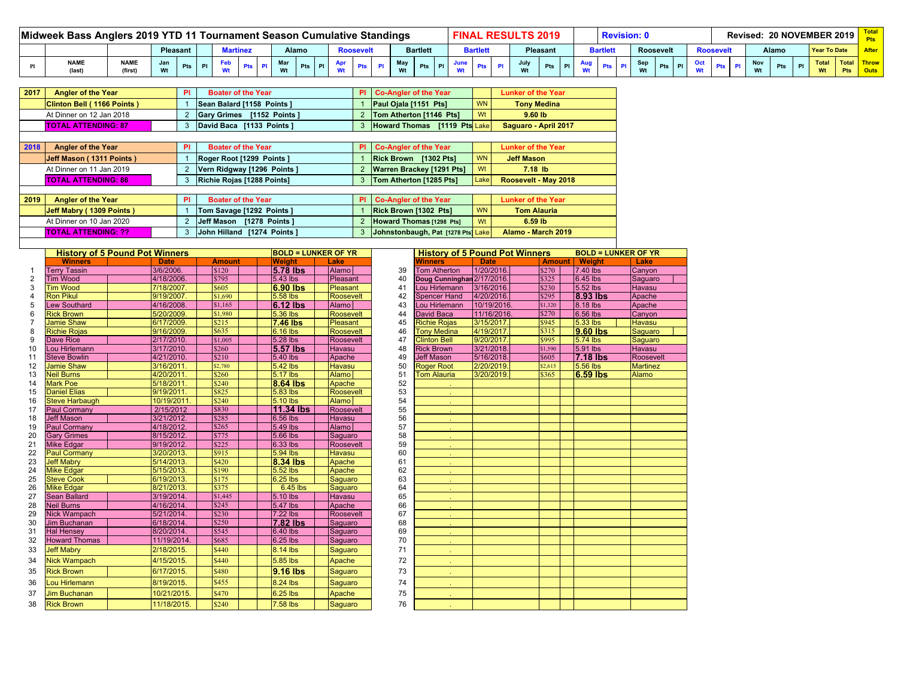# Midweek Bass Anglers 2019 YTD 11 Tournament Season Cumulative Standings

**FINAL RESULTS 2019** | **Revision: 0** | **Revised: 20 NOVEMBER 2019**

| Pl | NAME (last) | NAME (first) | Pleasant Jan Wt | Pts | Pl | Martinez Feb Wt | Pts | Pl | Alamo Mar Wt | Pts | Pl | Roosevelt Apr Wt | Pts | Pl | Bartlett May Wt | Pts | Pl | Bartlett June Wt | Pts | Pl | Pleasant July Wt | Pts | Pl | Bartlett Aug Wt | Pts | Pl | Roosevelt Sep Wt | Pts | Pl | Roosevelt Oct Wt | Pts | Pl | Alamo Nov Wt | Pts | Pl | Year To Date Total Wt | Total Pts | Total Pts After Throw Outs |
|---|---|---|---|---|---|---|---|---|---|---|---|---|---|---|---|---|---|---|---|---|---|---|---|---|---|---|---|---|---|---|---|---|---|---|---|---|---|---|

| 2017 | Angler of the Year | Pl | Boater of the Year | Pl | Co-Angler of the Year | | Lunker of the Year |
|---|---|---|---|---|---|---|---|
| | Clinton Bell ( 1166 Points ) | 1 | Sean Balard [1158 Points ] | 1 | Paul Ojala [1151 Pts] | WN | Tony Medina |
| | At Dinner on 12 Jan 2018 | 2 | Gary Grimes [1152 Points ] | 2 | Tom Atherton [1146 Pts] | Wt | 9.60 lb |
| | TOTAL ATTENDING: 87 | 3 | David Baca [1133 Points ] | 3 | Howard Thomas [1119 Pts | Lake | Saguaro - April 2017 |

| 2018 | Angler of the Year | Pl | Boater of the Year | Pl | Co-Angler of the Year | | Lunker of the Year |
|---|---|---|---|---|---|---|---|
| | Jeff Mason ( 1311 Points ) | 1 | Roger Root [1299 Points ] | 1 | Rick Brown [1302 Pts] | WN | Jeff Mason |
| | At Dinner on 11 Jan 2019 | 2 | Vern Ridgway [1296 Points ] | 2 | Warren Brackey [1291 Pts] | Wt | 7.18 lb |
| | TOTAL ATTENDING: 86 | 3 | Richie Rojas [1288 Points] | 3 | Tom Atherton [1285 Pts] | Lake | Roosevelt - May 2018 |

| 2019 | Angler of the Year | Pl | Boater of the Year | Pl | Co-Angler of the Year | | Lunker of the Year |
|---|---|---|---|---|---|---|---|
| | Jeff Mabry ( 1309 Points ) | 1 | Tom Savage [1292 Points ] | 1 | Rick Brown [1302 Pts] | WN | Tom Alauria |
| | At Dinner on 10 Jan 2020 | 2 | Jeff Mason [1278 Points ] | 2 | Howard Thomas [1298 Pts] | Wt | 6.59 lb |
| | TOTAL ATTENDING: ?? | 3 | John Hilland [1274 Points ] | 3 | Johnstonbaugh, Pat [1278 Pts] | Lake | Alamo - March 2019 |

## History of 5 Pound Pot Winners

BOLD = LUNKER OF YR

| # | Winners | Date | Amount | Weight | Lake |
|---|---|---|---|---|---|
| 1 | Terry Tassin | 3/6/2006. | $120 | **5.78 lbs** | Alamo |
| 2 | Tim Wood | 4/18/2006. | $795 | 5.43 lbs | Pleasant |
| 3 | Tim Wood | 7/18/2007. | $605 | **6.90 lbs** | Pleasant |
| 4 | Ron Pikul | 9/19/2007. | $1,690 | 5.58 lbs | Roosevelt |
| 5 | Lew Southard | 4/16/2008. | $1,165 | **6.12 lbs** | Alamo |
| 6 | Rick Brown | 5/20/2009. | $1,980 | 5.36 lbs | Roosevelt |
| 7 | Jamie Shaw | 6/17/2009. | $215 | **7.46 lbs** | Pleasant |
| 8 | Richie Rojas | 9/16/2009. | $635 | 6.16 lbs | Roosevelt |
| 9 | Dave Rice | 2/17/2010. | $1,005 | 5.28 lbs | Roosevelt |
| 10 | Lou Hirlemann | 3/17/2010. | $260 | **5.57 lbs** | Havasu |
| 11 | Steve Bowlin | 4/21/2010. | $210 | 5.40 lbs | Apache |
| 12 | Jamie Shaw | 3/16/2011. | $2,780 | 5.42 lbs | Havasu |
| 13 | Neil Burns | 4/20/2011. | $260 | 5.17 lbs | Alamo |
| 14 | Mark Poe | 5/18/2011. | $240 | **8.64 lbs** | Apache |
| 15 | Daniel Elias | 9/19/2011. | $825 | 5.83 lbs | Roosevelt |
| 16 | Steve Harbaugh | 10/19/2011. | $240 | 5.10 lbs | Alamo |
| 17 | Paul Cormany | 2/15/2012 | $830 | **11.34 lbs** | Roosevelt |
| 18 | Jeff Mason | 3/21/2012. | $285 | 6.56 lbs | Havasu |
| 19 | Paul Cormany | 4/18/2012. | $265 | 5.49 lbs | Alamo |
| 20 | Gary Grimes | 8/15/2012. | $775 | 5.66 lbs | Saguaro |
| 21 | Mike Edgar | 9/19/2012. | $225 | 6.33 lbs | Roosevelt |
| 22 | Paul Cormany | 3/20/2013. | $915 | 5.94 lbs | Havasu |
| 23 | Jeff Mabry | 5/14/2013. | $420 | **8.34 lbs** | Apache |
| 24 | Mike Edgar | 5/15/2013. | $190 | 5.52 lbs | Apache |
| 25 | Steve Cook | 6/19/2013. | $175 | 6.25 lbs | Saguaro |
| 26 | Mike Edgar | 8/21/2013. | $375 | 6.45 lbs | Saguaro |
| 27 | Sean Ballard | 3/19/2014. | $1,445 | 5.10 lbs | Havasu |
| 28 | Neil Burns | 4/16/2014. | $245 | 5.47 lbs | Apache |
| 29 | Nick Wampach | 5/21/2014. | $230 | 7.22 lbs | Roosevelt |
| 30 | Jim Buchanan | 6/18/2014. | $250 | **7.82 lbs** | Saguaro |
| 31 | Hal Hensey | 8/20/2014. | $545 | 6.40 lbs | Saguaro |
| 32 | Howard Thomas | 11/19/2014. | $685 | 6.25 lbs | Saguaro |
| 33 | Jeff Mabry | 2/18/2015. | $440 | 8.14 lbs | Saguaro |
| 34 | Nick Wampach | 4/15/2015. | $440 | 5.85 lbs | Apache |
| 35 | Rick Brown | 6/17/2015. | $480 | **9.16 lbs** | Saguaro |
| 36 | Lou Hirlemann | 8/19/2015. | $455 | 8.24 lbs | Saguaro |
| 37 | Jim Buchanan | 10/21/2015. | $470 | 6.25 lbs | Apache |
| 38 | Rick Brown | 11/18/2015. | $240 | 7.58 lbs | Saguaro |
| 39 | Tom Atherton | 1/20/2016. | $270 | 7.40 lbs | Canyon |
| 40 | Doug Cunninghan | 2/17/2016. | $325 | 6.45 lbs | Saguaro |
| 41 | Lou Hirlemann | 3/16/2016. | $230 | 5.52 lbs | Havasu |
| 42 | Spencer Hand | 4/20/2016. | $295 | **8.93 lbs** | Apache |
| 43 | Lou Hirlemann | 10/19/2016. | $1,320 | 8.18 lbs | Apache |
| 44 | David Baca | 11/16/2016. | $270 | 6.56 lbs | Canyon |
| 45 | Richie Rojas | 3/15/2017. | $945 | 5.33 lbs | Havasu |
| 46 | Tony Medina | 4/19/2017. | $315 | **9.60 lbs** | Saguaro |
| 47 | Clinton Bell | 9/20/2017. | $995 | 5.74 lbs | Saguaro |
| 48 | Rick Brown | 3/21/2018. | $1,590 | 5.91 lbs | Havasu |
| 49 | Jeff Mason | 5/16/2018. | $605 | **7.18 lbs** | Roosevelt |
| 50 | Roger Root | 2/20/2019. | $2,615 | 5.56 lbs | Martinez |
| 51 | Tom Alauria | 3/20/2019. | $365 | **6.59 lbs** | Alamo |
| 52 | | . | | | |
| 53 | | . | | | |
| 54 | | . | | | |
| 55 | | . | | | |
| 56 | | . | | | |
| 57 | | . | | | |
| 58 | | . | | | |
| 59 | | . | | | |
| 60 | | . | | | |
| 61 | | . | | | |
| 62 | | . | | | |
| 63 | | . | | | |
| 64 | | . | | | |
| 65 | | . | | | |
| 66 | | . | | | |
| 67 | | . | | | |
| 68 | | . | | | |
| 69 | | . | | | |
| 70 | | . | | | |
| 71 | | . | | | |
| 72 | | . | | | |
| 73 | | . | | | |
| 74 | | . | | | |
| 75 | | . | | | |
| 76 | | . | | | |